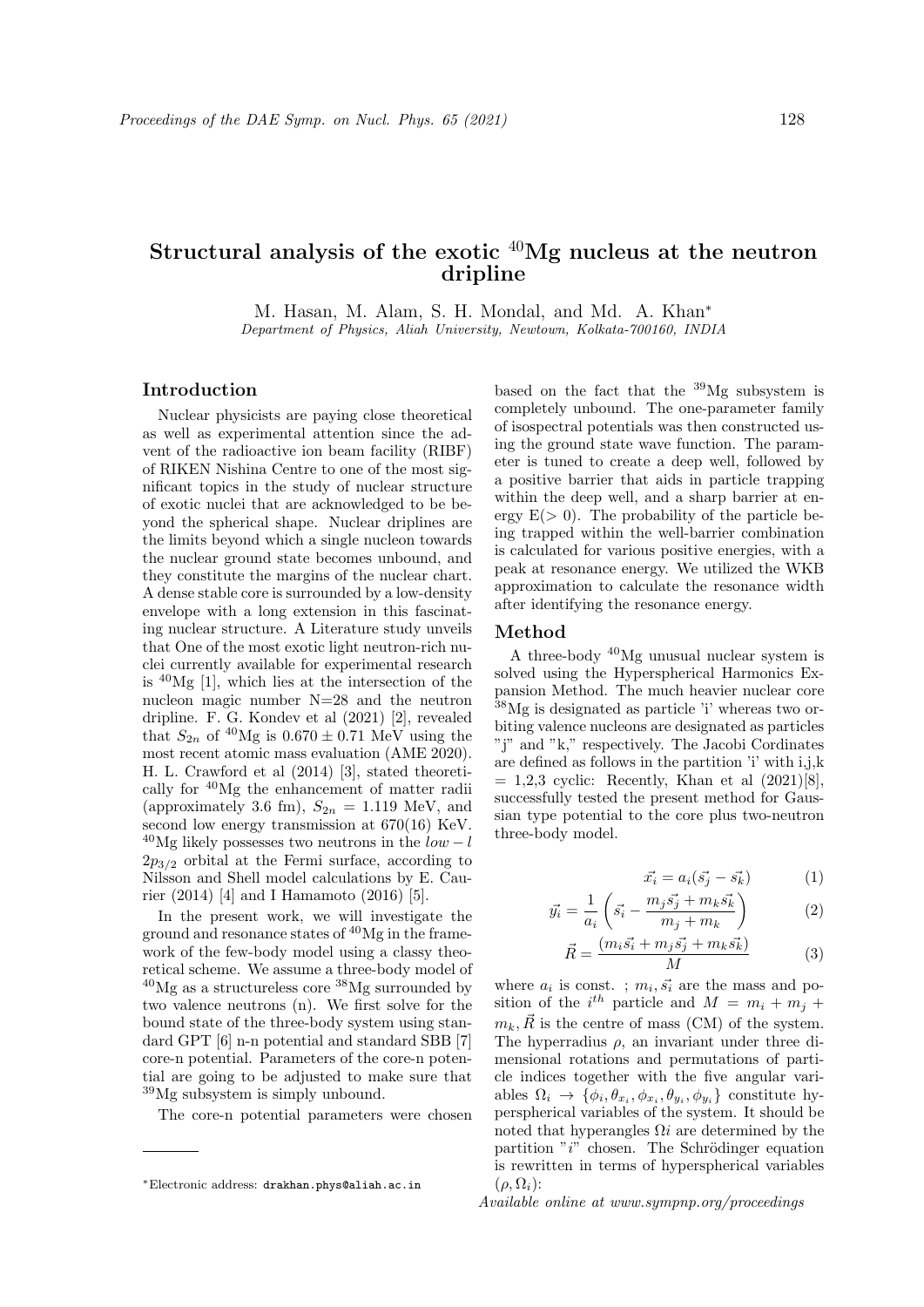# Structural analysis of the exotic $^{40}$Mg nucleus at the neutron dripline

M. Hasan, M. Alam, S. H. Mondal, and Md. A. Khan*

*Department of Physics, Aliah University, Newtown, Kolkata-700160, INDIA*

## Introduction

Nuclear physicists are paying close theoretical as well as experimental attention since the advent of the radioactive ion beam facility (RIBF) of RIKEN Nishina Centre to one of the most significant topics in the study of nuclear structure of exotic nuclei that are acknowledged to be beyond the spherical shape. Nuclear driplines are the limits beyond which a single nucleon towards the nuclear ground state becomes unbound, and they constitute the margins of the nuclear chart. A dense stable core is surrounded by a low-density envelope with a long extension in this fascinating nuclear structure. A Literature study unveils that One of the most exotic light neutron-rich nuclei currently available for experimental research is $^{40}$Mg [1], which lies at the intersection of the nucleon magic number N=28 and the neutron dripline. F. G. Kondev et al (2021) [2], revealed that $S_{2n}$ of $^{40}$Mg is $0.670 \pm 0.71$ MeV using the most recent atomic mass evaluation (AME 2020). H. L. Crawford et al (2014) [3], stated theoretically for $^{40}$Mg the enhancement of matter radii (approximately 3.6 fm), $S_{2n} = 1.119$ MeV, and second low energy transmission at 670(16) KeV. $^{40}$Mg likely possesses two neutrons in the $low-l$ $2p_{3/2}$ orbital at the Fermi surface, according to Nilsson and Shell model calculations by E. Caurier (2014) [4] and I Hamamoto (2016) [5].

In the present work, we will investigate the ground and resonance states of $^{40}$Mg in the framework of the few-body model using a classy theoretical scheme. We assume a three-body model of $^{40}$Mg as a structureless core $^{38}$Mg surrounded by two valence neutrons (n). We first solve for the bound state of the three-body system using standard GPT [6] n-n potential and standard SBB [7] core-n potential. Parameters of the core-n potential are going to be adjusted to make sure that $^{39}$Mg subsystem is simply unbound.

The core-n potential parameters were chosen based on the fact that the $^{39}$Mg subsystem is completely unbound. The one-parameter family of isospectral potentials was then constructed using the ground state wave function. The parameter is tuned to create a deep well, followed by a positive barrier that aids in particle trapping within the deep well, and a sharp barrier at energy E(> 0). The probability of the particle being trapped within the well-barrier combination is calculated for various positive energies, with a peak at resonance energy. We utilized the WKB approximation to calculate the resonance width after identifying the resonance energy.

## Method

A three-body $^{40}$Mg unusual nuclear system is solved using the Hyperspherical Harmonics Expansion Method. The much heavier nuclear core $^{38}$Mg is designated as particle 'i' whereas two orbiting valence nucleons are designated as particles "j" and "k," respectively. The Jacobi Cordinates are defined as follows in the partition 'i' with i,j,k = 1,2,3 cyclic: Recently, Khan et al (2021)[8], successfully tested the present method for Gaussian type potential to the core plus two-neutron three-body model.

$$\vec{x_i} = a_i(\vec{s_j} - \vec{s_k}) \tag{1}$$

$$\vec{y_i} = \frac{1}{a_i}\left(\vec{s_i} - \frac{m_j\vec{s_j} + m_k\vec{s_k}}{m_j + m_k}\right) \tag{2}$$

$$\vec{R} = \frac{(m_i\vec{s_i} + m_j\vec{s_j} + m_k\vec{s_k})}{M} \tag{3}$$

where $a_i$ is const. ; $m_i, \vec{s_i}$ are the mass and position of the $i^{th}$ particle and $M = m_i + m_j + m_k, \vec{R}$ is the centre of mass (CM) of the system. The hyperradius $\rho$, an invariant under three dimensional rotations and permutations of particle indices together with the five angular variables $\Omega_i \rightarrow \{\phi_i, \theta_{x_i}, \phi_{x_i}, \theta_{y_i}, \phi_{y_i}\}$ constitute hyperspherical variables of the system. It should be noted that hyperangles $\Omega i$ are determined by the partition "$i$" chosen. The Schrödinger equation is rewritten in terms of hyperspherical variables $(\rho, \Omega_i)$:

*Electronic address: drakhan.phys@aliah.ac.in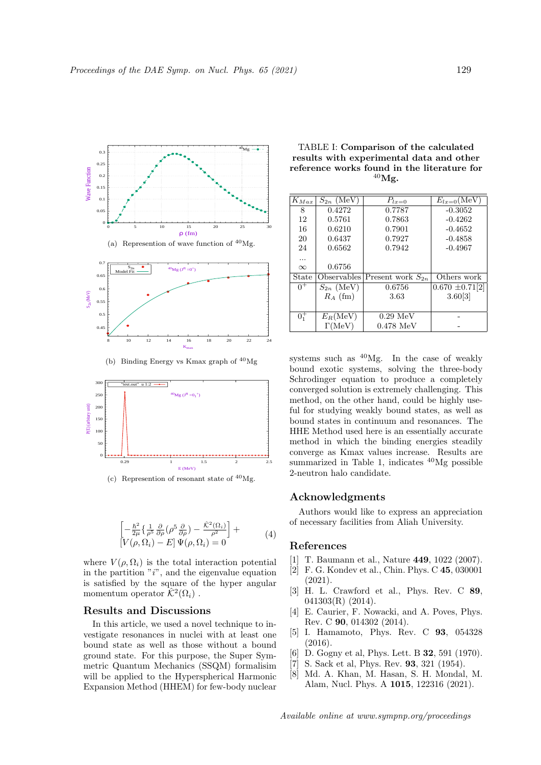Wave Function

$^{40}$Mg

0.3
0.25
0.2
0.15
0.1
0.05
0

0 5 10 15 20 25 30

ρ (fm)

(a) Represention of wave function of $^{40}$Mg.

$S_{2n}$

Model Fit

$^{40}$Mg ($J^\pi = 0^+$)

$S_{2n}$ (MeV)

0.7
0.65
0.6
0.55
0.5
0.45

8 10 12 14 16 18 20 22 24

$K_{max}$

(b) Binding Energy vs Kmax graph of $^{40}$Mg

"test.out" u 1:2

$^{40}$Mg ($J^\pi = 0_1^+$)

P(E) (arbitrary unit)

300
250
200
150
100
50
0

0.29 1 1.5 2 2.5

E (MeV)

(c) Represention of resonant state of $^{40}$Mg.

$$\left[-\frac{\hbar^2}{2\mu}\left\{\frac{1}{\rho^5}\frac{\partial}{\partial\rho}\left(\rho^5\frac{\partial}{\partial\rho}\right)-\frac{\hat{\mathcal{K}}^2(\Omega_i)}{\rho^2}\right]+\left[V(\rho,\Omega_i)-E\right]\Psi(\rho,\Omega_i)=0 \quad (4)$$

where $V(\rho, \Omega_i)$ is the total interaction potential in the partition "$i$", and the eigenvalue equation is satisfied by the square of the hyper angular momentum operator $\hat{\mathcal{K}}^2(\Omega_i)$ .

## Results and Discussions

In this article, we used a novel technique to investigate resonances in nuclei with at least one bound state as well as those without a bound ground state. For this purpose, the Super Symmetric Quantum Mechanics (SSQM) formalisim will be applied to the Hyperspherical Harmonic Expansion Method (HHEM) for few-body nuclear

TABLE I: **Comparison of the calculated results with experimental data and other reference works found in the literature for $^{40}$Mg.**

| $K_{Max}$ | $S_{2n}$ (MeV) | $P_{lx=0}$ | $E_{lx=0}$(MeV) |
|---|---|---|---|
| 8 | 0.4272 | 0.7787 | -0.3052 |
| 12 | 0.5761 | 0.7863 | -0.4262 |
| 16 | 0.6210 | 0.7901 | -0.4652 |
| 20 | 0.6437 | 0.7927 | -0.4858 |
| 24 | 0.6562 | 0.7942 | -0.4967 |
| ... | | | |
| ∞ | 0.6756 | | |
| State | Observables | Present work $S_{2n}$ | Others work |
| $0^+$ | $S_{2n}$ (MeV) | 0.6756 | 0.670 ±0.71[2] |
| | $R_A$ (fm) | 3.63 | 3.60[3] |
| $0_1^+$ | $E_R$(MeV) | 0.29 MeV | - |
| | Γ(MeV) | 0.478 MeV | - |

systems such as $^{40}$Mg. In the case of weakly bound exotic systems, solving the three-body Schrodinger equation to produce a completely converged solution is extremely challenging. This method, on the other hand, could be highly useful for studying weakly bound states, as well as bound states in continuum and resonances. The HHE Method used here is an essentially accurate method in which the binding energies steadily converge as Kmax values increase. Results are summarized in Table 1, indicates $^{40}$Mg possible 2-neutron halo candidate.

## Acknowledgments

Authors would like to express an appreciation of necessary facilities from Aliah University.

## References

[1] T. Baumann et al., Nature **449**, 1022 (2007).
[2] F. G. Kondev et al., Chin. Phys. C **45**, 030001 (2021).
[3] H. L. Crawford et al., Phys. Rev. C **89**, 041303(R) (2014).
[4] E. Caurier, F. Nowacki, and A. Poves, Phys. Rev. C **90**, 014302 (2014).
[5] I. Hamamoto, Phys. Rev. C **93**, 054328 (2016).
[6] D. Gogny et al, Phys. Lett. B **32**, 591 (1970).
[7] S. Sack et al, Phys. Rev. **93**, 321 (1954).
[8] Md. A. Khan, M. Hasan, S. H. Mondal, M. Alam, Nucl. Phys. A **1015**, 122316 (2021).